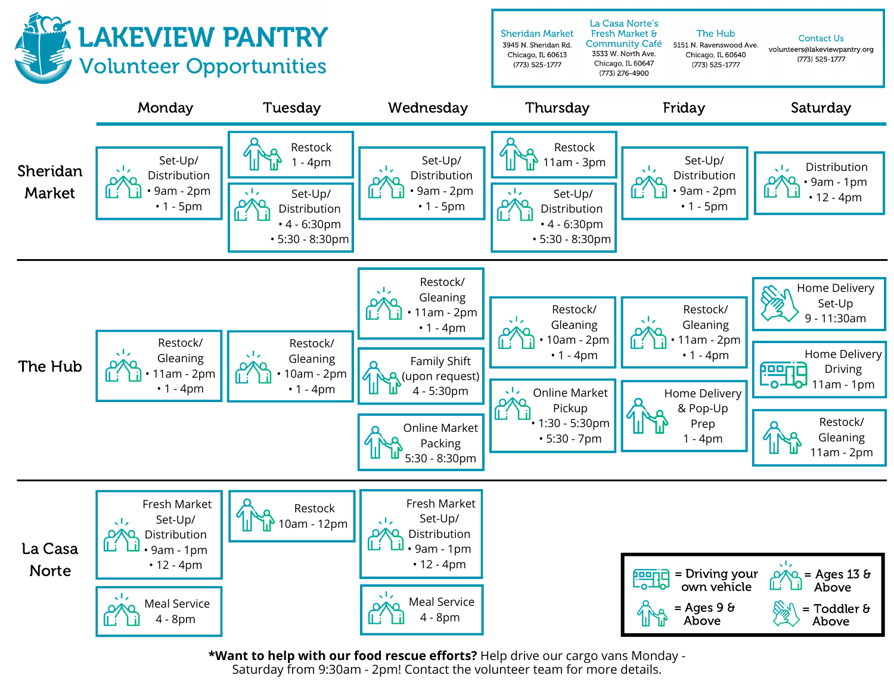# LAKEVIEW PANTRY

## Volunteer Opportunities

**Sheridan Market**
3945 N. Sheridan Rd.
Chicago, IL 60613
(773) 525-1777

**La Casa Norte's Fresh Market & Community Café**
3533 W. North Ave.
Chicago, IL 60647
(773) 276-4900

**The Hub**
5151 N. Ravenswood Ave.
Chicago, IL 60640
(773) 525-1777

**Contact Us**
volunteers@lakeviewpantry.org
(773) 525-1777

| | Monday | Tuesday | Wednesday | Thursday | Friday | Saturday |
|---|---|---|---|---|---|---|
| **Sheridan Market** | Set-Up/ Distribution (Ages 13 & Above) • 9am - 2pm • 1 - 5pm | Restock (Ages 9 & Above) 1 - 4pm<br><br>Set-Up/ Distribution (Ages 13 & Above) • 4 - 6:30pm • 5:30 - 8:30pm | Set-Up/ Distribution (Ages 13 & Above) • 9am - 2pm • 1 - 5pm | Restock (Ages 9 & Above) 11am - 3pm<br><br>Set-Up/ Distribution (Ages 13 & Above) • 4 - 6:30pm • 5:30 - 8:30pm | Set-Up/ Distribution (Ages 13 & Above) • 9am - 2pm • 1 - 5pm | Distribution (Ages 13 & Above) • 9am - 1pm • 12 - 4pm |
| **The Hub** | Restock/ Gleaning (Ages 13 & Above) • 11am - 2pm • 1 - 4pm | Restock/ Gleaning (Ages 13 & Above) • 10am - 2pm • 1 - 4pm | Restock/ Gleaning (Ages 13 & Above) • 11am - 2pm • 1 - 4pm<br><br>Family Shift (upon request) (Ages 9 & Above) 4 - 5:30pm<br><br>Online Market Packing (Ages 9 & Above) 5:30 - 8:30pm | Restock/ Gleaning (Ages 13 & Above) • 10am - 2pm • 1 - 4pm<br><br>Online Market Pickup (Ages 13 & Above) • 1:30 - 5:30pm • 5:30 - 7pm | Restock/ Gleaning (Ages 13 & Above) • 11am - 2pm • 1 - 4pm<br><br>Home Delivery & Pop-Up Prep (Ages 9 & Above) 1 - 4pm | Home Delivery Set-Up (Toddler & Above) 9 - 11:30am<br><br>Home Delivery Driving (Driving your own vehicle) 11am - 1pm<br><br>Restock/ Gleaning (Ages 9 & Above) 11am - 2pm |
| **La Casa Norte** | Fresh Market Set-Up/ Distribution (Ages 13 & Above) • 9am - 1pm • 12 - 4pm<br><br>Meal Service (Ages 13 & Above) 4 - 8pm | Restock (Ages 9 & Above) 10am - 12pm | Fresh Market Set-Up/ Distribution (Ages 13 & Above) • 9am - 1pm • 12 - 4pm<br><br>Meal Service (Ages 13 & Above) 4 - 8pm | | | |

**Legend:**
- = Driving your own vehicle
- = Ages 13 & Above
- = Ages 9 & Above
- = Toddler & Above

**\*Want to help with our food rescue efforts?** Help drive our cargo vans Monday - Saturday from 9:30am - 2pm! Contact the volunteer team for more details.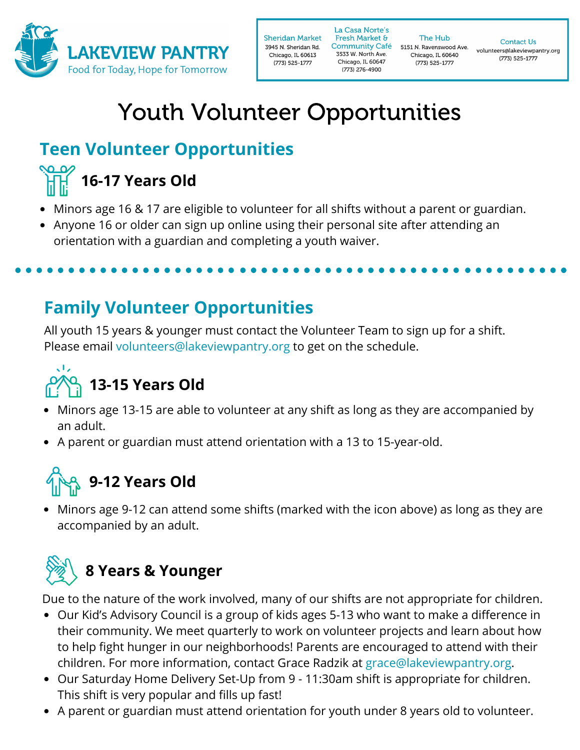# LAKEVIEW PANTRY

Food for Today, Hope for Tomorrow

| Sheridan Market | La Casa Norte's Fresh Market & Community Café | The Hub | Contact Us |
|---|---|---|---|
| 3945 N. Sheridan Rd. Chicago, IL 60613 (773) 525-1777 | 3533 W. North Ave. Chicago, IL 60647 (773) 276-4900 | 5151 N. Ravenswood Ave. Chicago, IL 60640 (773) 525-1777 | volunteers@lakeviewpantry.org (773) 525-1777 |

# Youth Volunteer Opportunities

## Teen Volunteer Opportunities

### 16-17 Years Old

- Minors age 16 & 17 are eligible to volunteer for all shifts without a parent or guardian.
- Anyone 16 or older can sign up online using their personal site after attending an orientation with a guardian and completing a youth waiver.

## Family Volunteer Opportunities

All youth 15 years & younger must contact the Volunteer Team to sign up for a shift. Please email volunteers@lakeviewpantry.org to get on the schedule.

### 13-15 Years Old

- Minors age 13-15 are able to volunteer at any shift as long as they are accompanied by an adult.
- A parent or guardian must attend orientation with a 13 to 15-year-old.

### 9-12 Years Old

- Minors age 9-12 can attend some shifts (marked with the icon above) as long as they are accompanied by an adult.

### 8 Years & Younger

Due to the nature of the work involved, many of our shifts are not appropriate for children.

- Our Kid's Advisory Council is a group of kids ages 5-13 who want to make a difference in their community. We meet quarterly to work on volunteer projects and learn about how to help fight hunger in our neighborhoods! Parents are encouraged to attend with their children. For more information, contact Grace Radzik at grace@lakeviewpantry.org.
- Our Saturday Home Delivery Set-Up from 9 - 11:30am shift is appropriate for children. This shift is very popular and fills up fast!
- A parent or guardian must attend orientation for youth under 8 years old to volunteer.